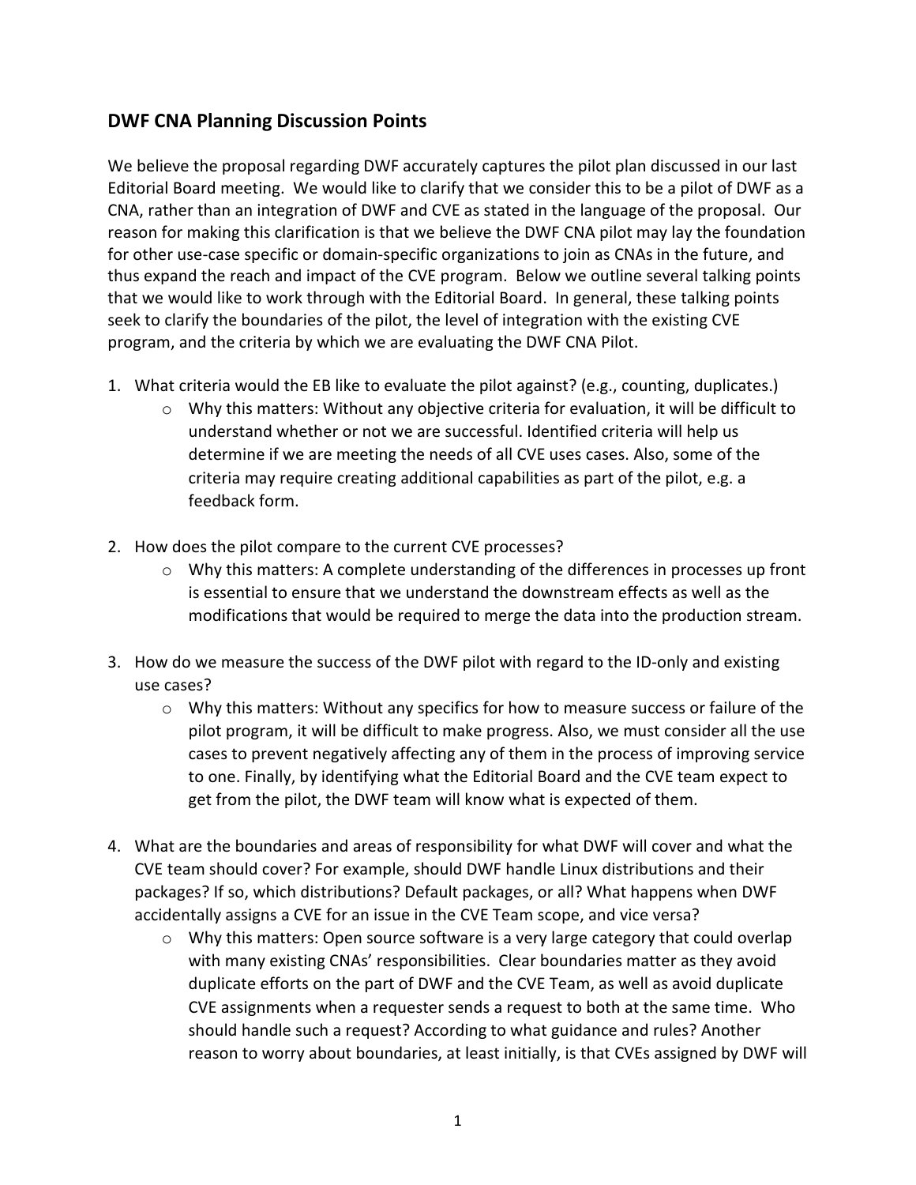## DWF CNA Planning Discussion Points

We believe the proposal regarding DWF accurately captures the pilot plan discussed in our last Editorial Board meeting. We would like to clarify that we consider this to be a pilot of DWF as a CNA, rather than an integration of DWF and CVE as stated in the language of the proposal. Our reason for making this clarification is that we believe the DWF CNA pilot may lay the foundation for other use-case specific or domain-specific organizations to join as CNAs in the future, and thus expand the reach and impact of the CVE program. Below we outline several talking points that we would like to work through with the Editorial Board. In general, these talking points seek to clarify the boundaries of the pilot, the level of integration with the existing CVE program, and the criteria by which we are evaluating the DWF CNA Pilot.

1. What criteria would the EB like to evaluate the pilot against? (e.g., counting, duplicates.)
   - Why this matters: Without any objective criteria for evaluation, it will be difficult to understand whether or not we are successful. Identified criteria will help us determine if we are meeting the needs of all CVE uses cases. Also, some of the criteria may require creating additional capabilities as part of the pilot, e.g. a feedback form.

2. How does the pilot compare to the current CVE processes?
   - Why this matters: A complete understanding of the differences in processes up front is essential to ensure that we understand the downstream effects as well as the modifications that would be required to merge the data into the production stream.

3. How do we measure the success of the DWF pilot with regard to the ID-only and existing use cases?
   - Why this matters: Without any specifics for how to measure success or failure of the pilot program, it will be difficult to make progress. Also, we must consider all the use cases to prevent negatively affecting any of them in the process of improving service to one. Finally, by identifying what the Editorial Board and the CVE team expect to get from the pilot, the DWF team will know what is expected of them.

4. What are the boundaries and areas of responsibility for what DWF will cover and what the CVE team should cover? For example, should DWF handle Linux distributions and their packages? If so, which distributions? Default packages, or all? What happens when DWF accidentally assigns a CVE for an issue in the CVE Team scope, and vice versa?
   - Why this matters: Open source software is a very large category that could overlap with many existing CNAs' responsibilities. Clear boundaries matter as they avoid duplicate efforts on the part of DWF and the CVE Team, as well as avoid duplicate CVE assignments when a requester sends a request to both at the same time. Who should handle such a request? According to what guidance and rules? Another reason to worry about boundaries, at least initially, is that CVEs assigned by DWF will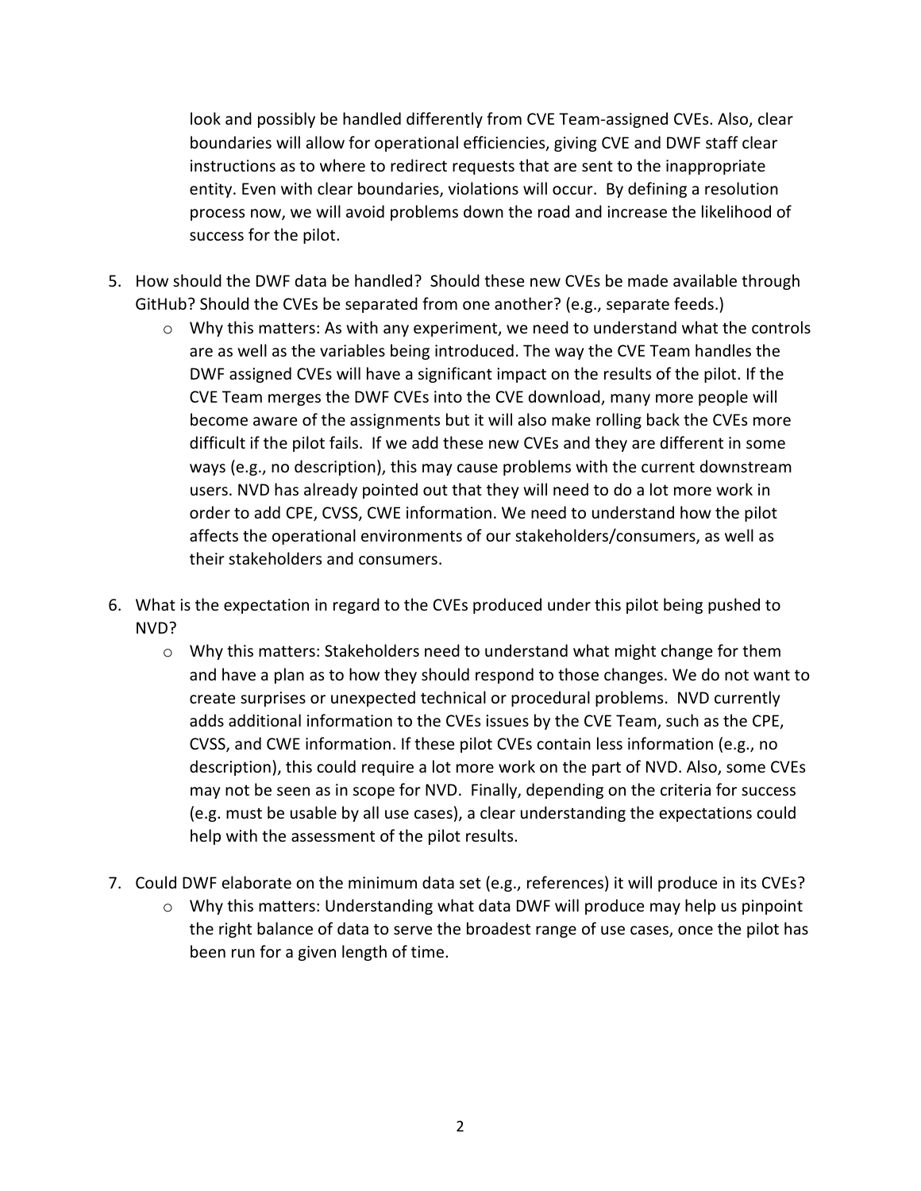look and possibly be handled differently from CVE Team-assigned CVEs. Also, clear boundaries will allow for operational efficiencies, giving CVE and DWF staff clear instructions as to where to redirect requests that are sent to the inappropriate entity. Even with clear boundaries, violations will occur. By defining a resolution process now, we will avoid problems down the road and increase the likelihood of success for the pilot.

5. How should the DWF data be handled? Should these new CVEs be made available through GitHub? Should the CVEs be separated from one another? (e.g., separate feeds.)
   - Why this matters: As with any experiment, we need to understand what the controls are as well as the variables being introduced. The way the CVE Team handles the DWF assigned CVEs will have a significant impact on the results of the pilot. If the CVE Team merges the DWF CVEs into the CVE download, many more people will become aware of the assignments but it will also make rolling back the CVEs more difficult if the pilot fails. If we add these new CVEs and they are different in some ways (e.g., no description), this may cause problems with the current downstream users. NVD has already pointed out that they will need to do a lot more work in order to add CPE, CVSS, CWE information. We need to understand how the pilot affects the operational environments of our stakeholders/consumers, as well as their stakeholders and consumers.

6. What is the expectation in regard to the CVEs produced under this pilot being pushed to NVD?
   - Why this matters: Stakeholders need to understand what might change for them and have a plan as to how they should respond to those changes. We do not want to create surprises or unexpected technical or procedural problems. NVD currently adds additional information to the CVEs issues by the CVE Team, such as the CPE, CVSS, and CWE information. If these pilot CVEs contain less information (e.g., no description), this could require a lot more work on the part of NVD. Also, some CVEs may not be seen as in scope for NVD. Finally, depending on the criteria for success (e.g. must be usable by all use cases), a clear understanding the expectations could help with the assessment of the pilot results.

7. Could DWF elaborate on the minimum data set (e.g., references) it will produce in its CVEs?
   - Why this matters: Understanding what data DWF will produce may help us pinpoint the right balance of data to serve the broadest range of use cases, once the pilot has been run for a given length of time.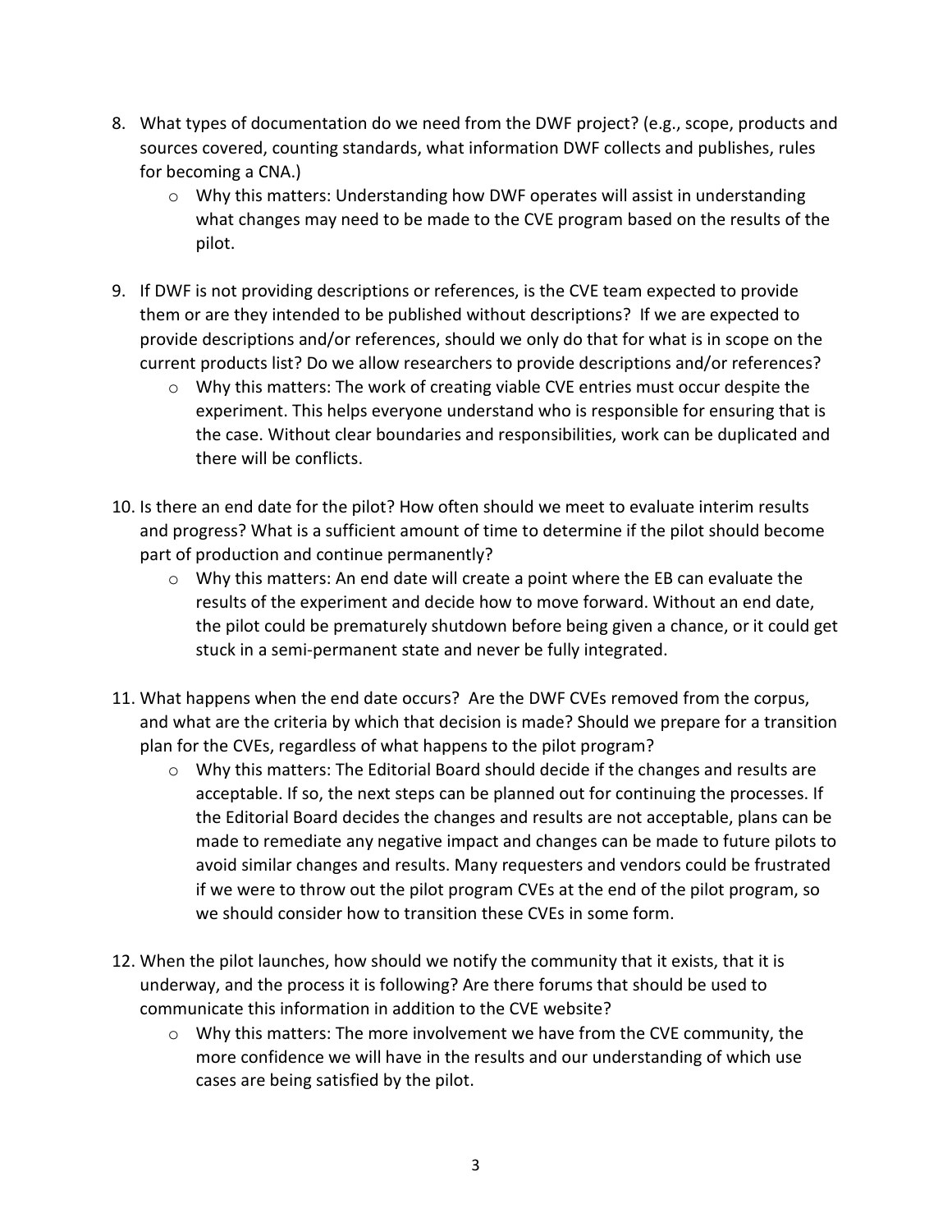8. What types of documentation do we need from the DWF project? (e.g., scope, products and sources covered, counting standards, what information DWF collects and publishes, rules for becoming a CNA.)
   - Why this matters: Understanding how DWF operates will assist in understanding what changes may need to be made to the CVE program based on the results of the pilot.

9. If DWF is not providing descriptions or references, is the CVE team expected to provide them or are they intended to be published without descriptions? If we are expected to provide descriptions and/or references, should we only do that for what is in scope on the current products list? Do we allow researchers to provide descriptions and/or references?
   - Why this matters: The work of creating viable CVE entries must occur despite the experiment. This helps everyone understand who is responsible for ensuring that is the case. Without clear boundaries and responsibilities, work can be duplicated and there will be conflicts.

10. Is there an end date for the pilot? How often should we meet to evaluate interim results and progress? What is a sufficient amount of time to determine if the pilot should become part of production and continue permanently?
    - Why this matters: An end date will create a point where the EB can evaluate the results of the experiment and decide how to move forward. Without an end date, the pilot could be prematurely shutdown before being given a chance, or it could get stuck in a semi-permanent state and never be fully integrated.

11. What happens when the end date occurs? Are the DWF CVEs removed from the corpus, and what are the criteria by which that decision is made? Should we prepare for a transition plan for the CVEs, regardless of what happens to the pilot program?
    - Why this matters: The Editorial Board should decide if the changes and results are acceptable. If so, the next steps can be planned out for continuing the processes. If the Editorial Board decides the changes and results are not acceptable, plans can be made to remediate any negative impact and changes can be made to future pilots to avoid similar changes and results. Many requesters and vendors could be frustrated if we were to throw out the pilot program CVEs at the end of the pilot program, so we should consider how to transition these CVEs in some form.

12. When the pilot launches, how should we notify the community that it exists, that it is underway, and the process it is following? Are there forums that should be used to communicate this information in addition to the CVE website?
    - Why this matters: The more involvement we have from the CVE community, the more confidence we will have in the results and our understanding of which use cases are being satisfied by the pilot.